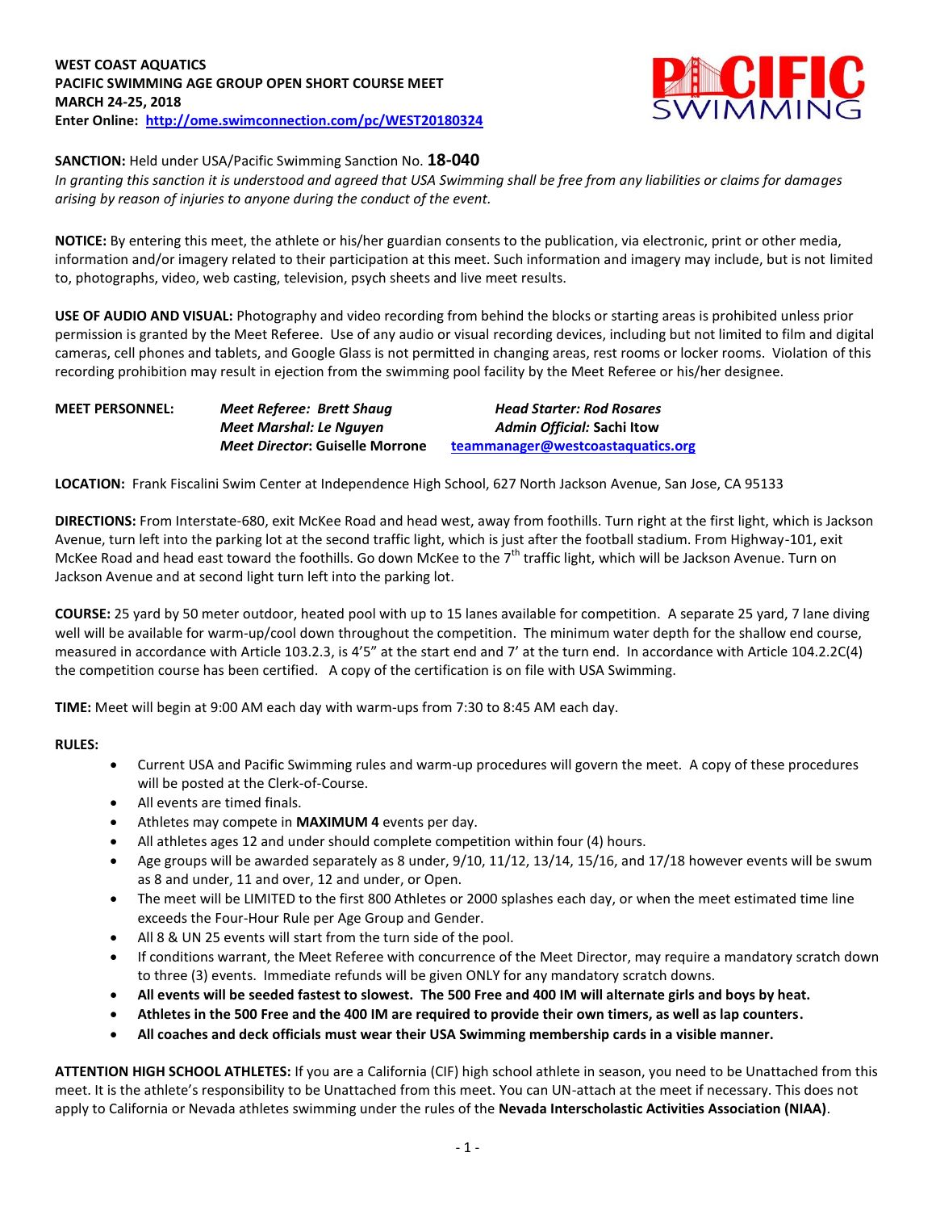**WEST COAST AQUATICS**
**PACIFIC SWIMMING AGE GROUP OPEN SHORT COURSE MEET**
**MARCH 24-25, 2018**
**Enter Online: [http://ome.swimconnection.com/pc/WEST20180324](http://ome.swimconnection.com/pc/WEST20180324)**

**SANCTION:** Held under USA/Pacific Swimming Sanction No. **18-040**
*In granting this sanction it is understood and agreed that USA Swimming shall be free from any liabilities or claims for damages arising by reason of injuries to anyone during the conduct of the event.*

**NOTICE:** By entering this meet, the athlete or his/her guardian consents to the publication, via electronic, print or other media, information and/or imagery related to their participation at this meet. Such information and imagery may include, but is not limited to, photographs, video, web casting, television, psych sheets and live meet results.

**USE OF AUDIO AND VISUAL:** Photography and video recording from behind the blocks or starting areas is prohibited unless prior permission is granted by the Meet Referee. Use of any audio or visual recording devices, including but not limited to film and digital cameras, cell phones and tablets, and Google Glass is not permitted in changing areas, rest rooms or locker rooms. Violation of this recording prohibition may result in ejection from the swimming pool facility by the Meet Referee or his/her designee.

**MEET PERSONNEL:**
*Meet Referee: Brett Shaug*
*Head Starter: Rod Rosares*
*Meet Marshal: Le Nguyen*
*Admin Official:* Sachi Itow
*Meet Director*: Guiselle Morrone
[teammanager@westcoastaquatics.org](mailto:teammanager@westcoastaquatics.org)

**LOCATION:** Frank Fiscalini Swim Center at Independence High School, 627 North Jackson Avenue, San Jose, CA 95133

**DIRECTIONS:** From Interstate-680, exit McKee Road and head west, away from foothills. Turn right at the first light, which is Jackson Avenue, turn left into the parking lot at the second traffic light, which is just after the football stadium. From Highway-101, exit McKee Road and head east toward the foothills. Go down McKee to the 7th traffic light, which will be Jackson Avenue. Turn on Jackson Avenue and at second light turn left into the parking lot.

**COURSE:** 25 yard by 50 meter outdoor, heated pool with up to 15 lanes available for competition. A separate 25 yard, 7 lane diving well will be available for warm-up/cool down throughout the competition. The minimum water depth for the shallow end course, measured in accordance with Article 103.2.3, is 4'5" at the start end and 7' at the turn end. In accordance with Article 104.2.2C(4) the competition course has been certified. A copy of the certification is on file with USA Swimming.

**TIME:** Meet will begin at 9:00 AM each day with warm-ups from 7:30 to 8:45 AM each day.

**RULES:**

- Current USA and Pacific Swimming rules and warm-up procedures will govern the meet. A copy of these procedures will be posted at the Clerk-of-Course.
- All events are timed finals.
- Athletes may compete in **MAXIMUM 4** events per day.
- All athletes ages 12 and under should complete competition within four (4) hours.
- Age groups will be awarded separately as 8 under, 9/10, 11/12, 13/14, 15/16, and 17/18 however events will be swum as 8 and under, 11 and over, 12 and under, or Open.
- The meet will be LIMITED to the first 800 Athletes or 2000 splashes each day, or when the meet estimated time line exceeds the Four-Hour Rule per Age Group and Gender.
- All 8 & UN 25 events will start from the turn side of the pool.
- If conditions warrant, the Meet Referee with concurrence of the Meet Director, may require a mandatory scratch down to three (3) events. Immediate refunds will be given ONLY for any mandatory scratch downs.
- **All events will be seeded fastest to slowest. The 500 Free and 400 IM will alternate girls and boys by heat.**
- **Athletes in the 500 Free and the 400 IM are required to provide their own timers, as well as lap counters.**
- **All coaches and deck officials must wear their USA Swimming membership cards in a visible manner.**

**ATTENTION HIGH SCHOOL ATHLETES:** If you are a California (CIF) high school athlete in season, you need to be Unattached from this meet. It is the athlete's responsibility to be Unattached from this meet. You can UN-attach at the meet if necessary. This does not apply to California or Nevada athletes swimming under the rules of the **Nevada Interscholastic Activities Association (NIAA)**.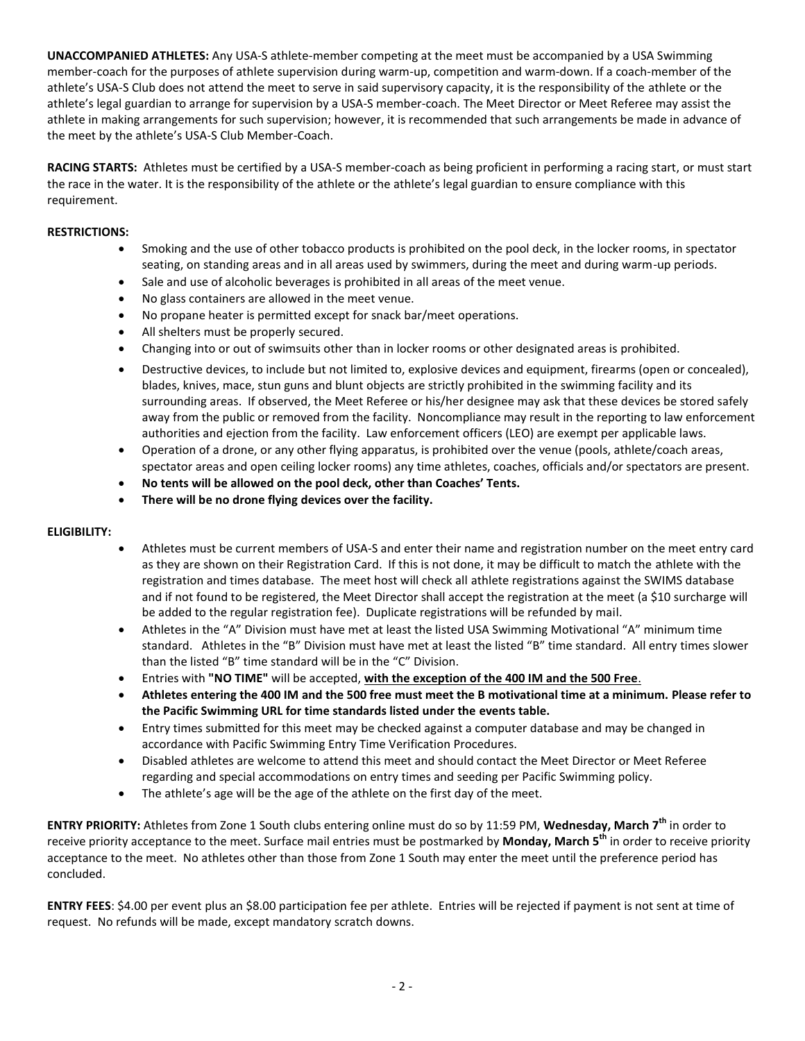**UNACCOMPANIED ATHLETES:** Any USA-S athlete-member competing at the meet must be accompanied by a USA Swimming member-coach for the purposes of athlete supervision during warm-up, competition and warm-down. If a coach-member of the athlete's USA-S Club does not attend the meet to serve in said supervisory capacity, it is the responsibility of the athlete or the athlete's legal guardian to arrange for supervision by a USA-S member-coach. The Meet Director or Meet Referee may assist the athlete in making arrangements for such supervision; however, it is recommended that such arrangements be made in advance of the meet by the athlete's USA-S Club Member-Coach.

**RACING STARTS:** Athletes must be certified by a USA-S member-coach as being proficient in performing a racing start, or must start the race in the water. It is the responsibility of the athlete or the athlete's legal guardian to ensure compliance with this requirement.

**RESTRICTIONS:**

- Smoking and the use of other tobacco products is prohibited on the pool deck, in the locker rooms, in spectator seating, on standing areas and in all areas used by swimmers, during the meet and during warm-up periods.
- Sale and use of alcoholic beverages is prohibited in all areas of the meet venue.
- No glass containers are allowed in the meet venue.
- No propane heater is permitted except for snack bar/meet operations.
- All shelters must be properly secured.
- Changing into or out of swimsuits other than in locker rooms or other designated areas is prohibited.
- Destructive devices, to include but not limited to, explosive devices and equipment, firearms (open or concealed), blades, knives, mace, stun guns and blunt objects are strictly prohibited in the swimming facility and its surrounding areas. If observed, the Meet Referee or his/her designee may ask that these devices be stored safely away from the public or removed from the facility. Noncompliance may result in the reporting to law enforcement authorities and ejection from the facility. Law enforcement officers (LEO) are exempt per applicable laws.
- Operation of a drone, or any other flying apparatus, is prohibited over the venue (pools, athlete/coach areas, spectator areas and open ceiling locker rooms) any time athletes, coaches, officials and/or spectators are present.
- **No tents will be allowed on the pool deck, other than Coaches' Tents.**
- **There will be no drone flying devices over the facility.**

**ELIGIBILITY:**

- Athletes must be current members of USA-S and enter their name and registration number on the meet entry card as they are shown on their Registration Card. If this is not done, it may be difficult to match the athlete with the registration and times database. The meet host will check all athlete registrations against the SWIMS database and if not found to be registered, the Meet Director shall accept the registration at the meet (a $10 surcharge will be added to the regular registration fee). Duplicate registrations will be refunded by mail.
- Athletes in the "A" Division must have met at least the listed USA Swimming Motivational "A" minimum time standard. Athletes in the "B" Division must have met at least the listed "B" time standard. All entry times slower than the listed "B" time standard will be in the "C" Division.
- Entries with **"NO TIME"** will be accepted, **with the exception of the 400 IM and the 500 Free**.
- **Athletes entering the 400 IM and the 500 free must meet the B motivational time at a minimum. Please refer to the Pacific Swimming URL for time standards listed under the events table.**
- Entry times submitted for this meet may be checked against a computer database and may be changed in accordance with Pacific Swimming Entry Time Verification Procedures.
- Disabled athletes are welcome to attend this meet and should contact the Meet Director or Meet Referee regarding and special accommodations on entry times and seeding per Pacific Swimming policy.
- The athlete's age will be the age of the athlete on the first day of the meet.

**ENTRY PRIORITY:** Athletes from Zone 1 South clubs entering online must do so by 11:59 PM, **Wednesday, March 7th** in order to receive priority acceptance to the meet. Surface mail entries must be postmarked by **Monday, March 5th** in order to receive priority acceptance to the meet. No athletes other than those from Zone 1 South may enter the meet until the preference period has concluded.

**ENTRY FEES**: $4.00 per event plus an $8.00 participation fee per athlete. Entries will be rejected if payment is not sent at time of request. No refunds will be made, except mandatory scratch downs.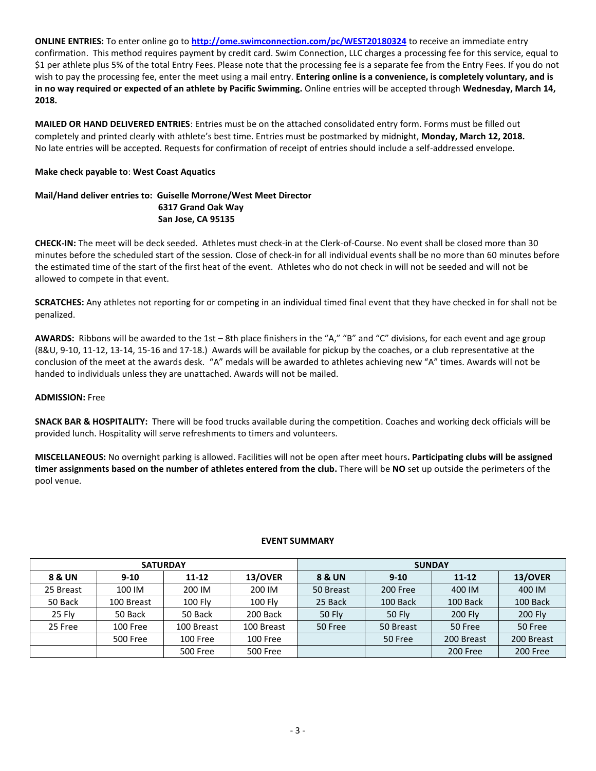**ONLINE ENTRIES:** To enter online go to **http://ome.swimconnection.com/pc/WEST20180324** to receive an immediate entry confirmation. This method requires payment by credit card. Swim Connection, LLC charges a processing fee for this service, equal to $1 per athlete plus 5% of the total Entry Fees. Please note that the processing fee is a separate fee from the Entry Fees. If you do not wish to pay the processing fee, enter the meet using a mail entry. **Entering online is a convenience, is completely voluntary, and is in no way required or expected of an athlete by Pacific Swimming.** Online entries will be accepted through **Wednesday, March 14, 2018.**

**MAILED OR HAND DELIVERED ENTRIES**: Entries must be on the attached consolidated entry form. Forms must be filled out completely and printed clearly with athlete's best time. Entries must be postmarked by midnight, **Monday, March 12, 2018.** No late entries will be accepted. Requests for confirmation of receipt of entries should include a self-addressed envelope.

**Make check payable to**: **West Coast Aquatics**

**Mail/Hand deliver entries to: Guiselle Morrone/West Meet Director**
**6317 Grand Oak Way**
**San Jose, CA 95135**

**CHECK-IN:** The meet will be deck seeded. Athletes must check-in at the Clerk-of-Course. No event shall be closed more than 30 minutes before the scheduled start of the session. Close of check-in for all individual events shall be no more than 60 minutes before the estimated time of the start of the first heat of the event. Athletes who do not check in will not be seeded and will not be allowed to compete in that event.

**SCRATCHES:** Any athletes not reporting for or competing in an individual timed final event that they have checked in for shall not be penalized.

**AWARDS:** Ribbons will be awarded to the 1st – 8th place finishers in the "A," "B" and "C" divisions, for each event and age group (8&U, 9-10, 11-12, 13-14, 15-16 and 17-18.) Awards will be available for pickup by the coaches, or a club representative at the conclusion of the meet at the awards desk. "A" medals will be awarded to athletes achieving new "A" times. Awards will not be handed to individuals unless they are unattached. Awards will not be mailed.

**ADMISSION:** Free

**SNACK BAR & HOSPITALITY:** There will be food trucks available during the competition. Coaches and working deck officials will be provided lunch. Hospitality will serve refreshments to timers and volunteers.

**MISCELLANEOUS:** No overnight parking is allowed. Facilities will not be open after meet hours**. Participating clubs will be assigned timer assignments based on the number of athletes entered from the club.** There will be **NO** set up outside the perimeters of the pool venue.

**EVENT SUMMARY**

| SATURDAY | | | | SUNDAY | | | |
|---|---|---|---|---|---|---|---|
| **8 & UN** | **9-10** | **11-12** | **13/OVER** | **8 & UN** | **9-10** | **11-12** | **13/OVER** |
| 25 Breast | 100 IM | 200 IM | 200 IM | 50 Breast | 200 Free | 400 IM | 400 IM |
| 50 Back | 100 Breast | 100 Fly | 100 Fly | 25 Back | 100 Back | 100 Back | 100 Back |
| 25 Fly | 50 Back | 50 Back | 200 Back | 50 Fly | 50 Fly | 200 Fly | 200 Fly |
| 25 Free | 100 Free | 100 Breast | 100 Breast | 50 Free | 50 Breast | 50 Free | 50 Free |
| | 500 Free | 100 Free | 100 Free | | 50 Free | 200 Breast | 200 Breast |
| | | 500 Free | 500 Free | | | 200 Free | 200 Free |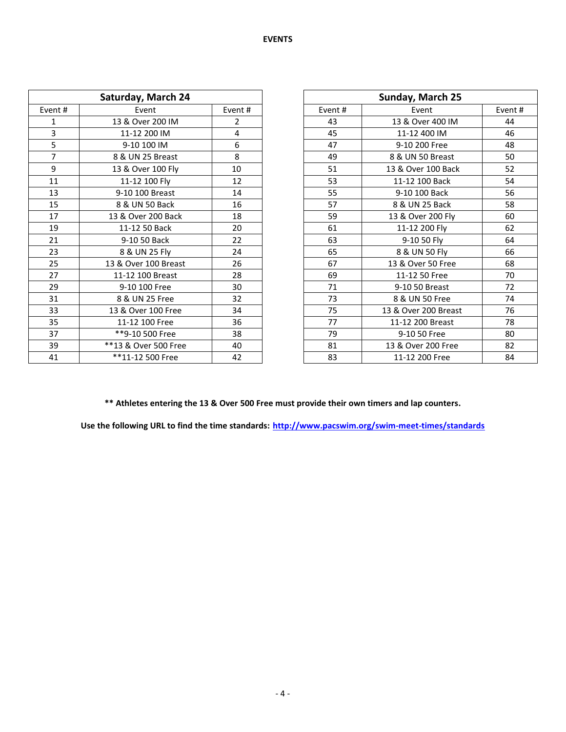# EVENTS

| Saturday, March 24 | | |
|---|---|---|
| Event # | Event | Event # |
| 1 | 13 & Over 200 IM | 2 |
| 3 | 11-12 200 IM | 4 |
| 5 | 9-10 100 IM | 6 |
| 7 | 8 & UN 25 Breast | 8 |
| 9 | 13 & Over 100 Fly | 10 |
| 11 | 11-12 100 Fly | 12 |
| 13 | 9-10 100 Breast | 14 |
| 15 | 8 & UN 50 Back | 16 |
| 17 | 13 & Over 200 Back | 18 |
| 19 | 11-12 50 Back | 20 |
| 21 | 9-10 50 Back | 22 |
| 23 | 8 & UN 25 Fly | 24 |
| 25 | 13 & Over 100 Breast | 26 |
| 27 | 11-12 100 Breast | 28 |
| 29 | 9-10 100 Free | 30 |
| 31 | 8 & UN 25 Free | 32 |
| 33 | 13 & Over 100 Free | 34 |
| 35 | 11-12 100 Free | 36 |
| 37 | **9-10 500 Free | 38 |
| 39 | **13 & Over 500 Free | 40 |
| 41 | **11-12 500 Free | 42 |

| Sunday, March 25 | | |
|---|---|---|
| Event # | Event | Event # |
| 43 | 13 & Over 400 IM | 44 |
| 45 | 11-12 400 IM | 46 |
| 47 | 9-10 200 Free | 48 |
| 49 | 8 & UN 50 Breast | 50 |
| 51 | 13 & Over 100 Back | 52 |
| 53 | 11-12 100 Back | 54 |
| 55 | 9-10 100 Back | 56 |
| 57 | 8 & UN 25 Back | 58 |
| 59 | 13 & Over 200 Fly | 60 |
| 61 | 11-12 200 Fly | 62 |
| 63 | 9-10 50 Fly | 64 |
| 65 | 8 & UN 50 Fly | 66 |
| 67 | 13 & Over 50 Free | 68 |
| 69 | 11-12 50 Free | 70 |
| 71 | 9-10 50 Breast | 72 |
| 73 | 8 & UN 50 Free | 74 |
| 75 | 13 & Over 200 Breast | 76 |
| 77 | 11-12 200 Breast | 78 |
| 79 | 9-10 50 Free | 80 |
| 81 | 13 & Over 200 Free | 82 |
| 83 | 11-12 200 Free | 84 |

**\*\* Athletes entering the 13 & Over 500 Free must provide their own timers and lap counters.**

**Use the following URL to find the time standards: [http://www.pacswim.org/swim-meet-times/standards](http://www.pacswim.org/swim-meet-times/standards)**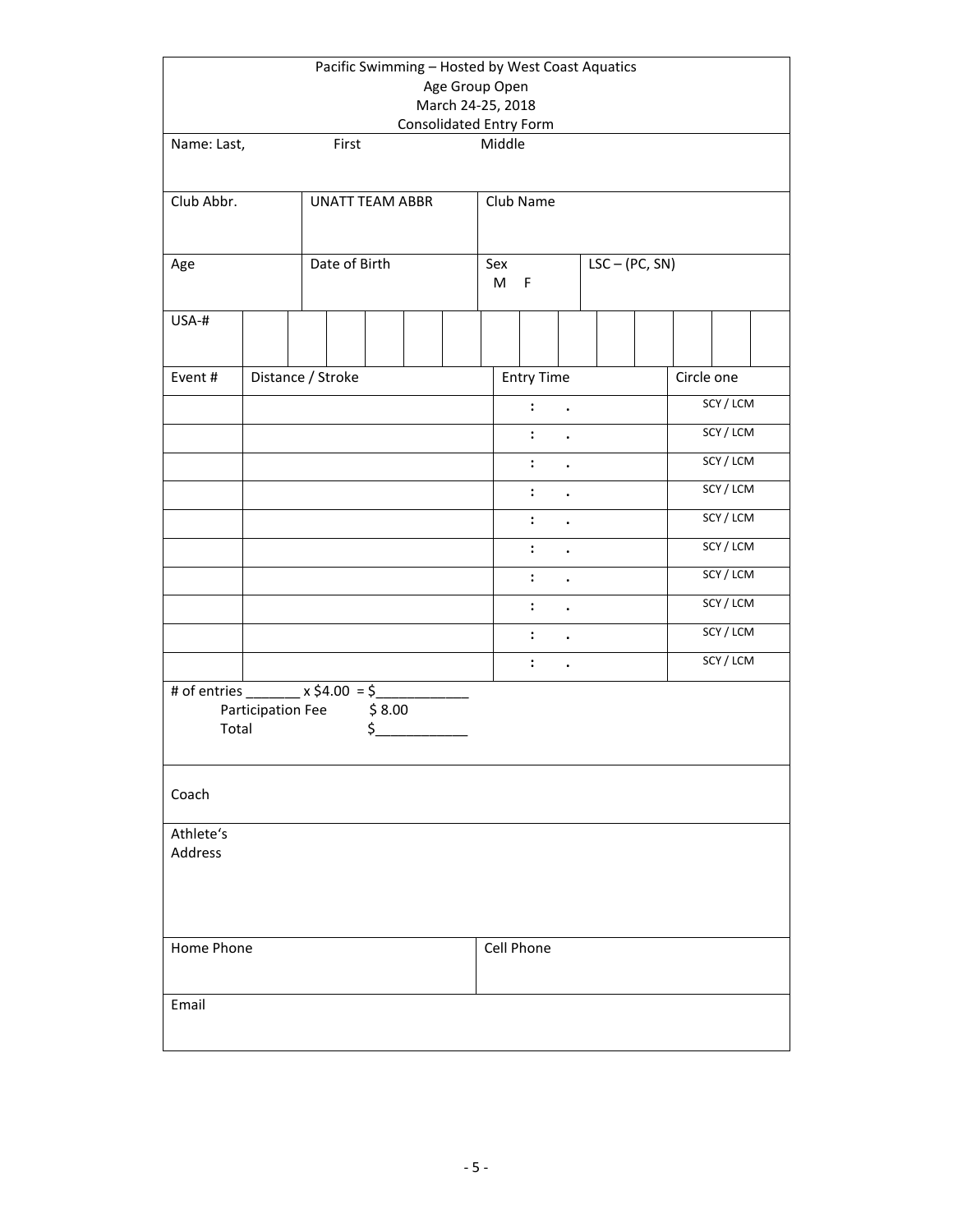Pacific Swimming – Hosted by West Coast Aquatics
Age Group Open
March 24-25, 2018
Consolidated Entry Form

| Name: Last, | First | Middle | |
|---|---|---|---|
| Club Abbr. | UNATT TEAM ABBR | Club Name | |
| Age | Date of Birth | Sex M F | LSC – (PC, SN) |

| USA-# | | | | | | | | | | | | | | |
|---|---|---|---|---|---|---|---|---|---|---|---|---|---|---|

| Event # | Distance / Stroke | Entry Time | Circle one |
|---|---|---|---|
| | | : . | SCY / LCM |
| | | : . | SCY / LCM |
| | | : . | SCY / LCM |
| | | : . | SCY / LCM |
| | | : . | SCY / LCM |
| | | : . | SCY / LCM |
| | | : . | SCY / LCM |
| | | : . | SCY / LCM |
| | | : . | SCY / LCM |
| | | : . | SCY / LCM |

# of entries _______ x $4.00 = $____________
Participation Fee $ 8.00
Total $____________

Coach

Athlete's Address

| Home Phone | Cell Phone |
|---|---|

Email